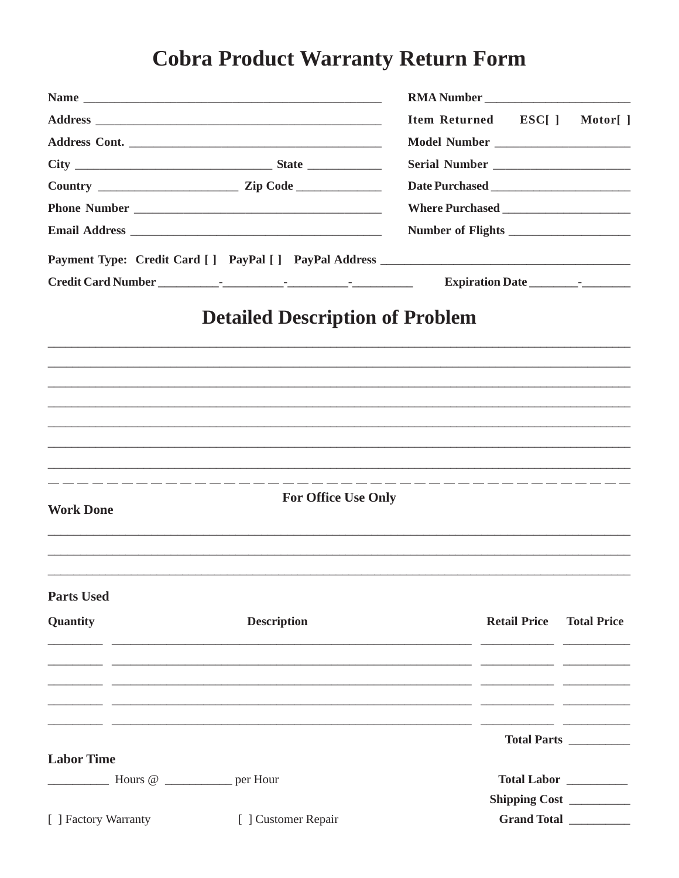# Cobra Product Warranty Return Form

**Name** ______________________________________________

**Address** ______________________________________________

**Address Cont.** ______________________________________

**City** ______________________________ **State** ___________

**Country** _____________________ **Zip Code** _____________

**Phone Number** ______________________________________

**Email Address** ______________________________________

**RMA Number** ______________________

**Item Returned** **ESC[ ]** **Motor[ ]**

**Model Number** _____________________

**Serial Number** _____________________

**Date Purchased** ______________________

**Where Purchased** ____________________

**Number of Flights** ___________________

**Payment Type:** **Credit Card [ ]** **PayPal [ ]** **PayPal Address** ______________________________________

**Credit Card Number** _________-_________-_________-_________ **Expiration Date** _______-_______

## Detailed Description of Problem

______________________________________________________________________________

______________________________________________________________________________

______________________________________________________________________________

______________________________________________________________________________

______________________________________________________________________________

______________________________________________________________________________

______________________________________________________________________________

— — — — — — — — — — — — — — — — — — — — — — — — — — — — — — — — — — — —

**For Office Use Only**

**Work Done**

______________________________________________________________________________

______________________________________________________________________________

______________________________________________________________________________

**Parts Used**

| Quantity | Description | Retail Price | Total Price |
|---|---|---|---|
| ________ | ________________________________________________ | __________ | __________ |
| ________ | ________________________________________________ | __________ | __________ |
| ________ | ________________________________________________ | __________ | __________ |
| ________ | ________________________________________________ | __________ | __________ |
| ________ | ________________________________________________ | __________ | __________ |

**Total Parts** _________

**Labor Time**

_________ Hours @ __________ per Hour

**Total Labor** _________

**Shipping Cost** _________

[ ] Factory Warranty [ ] Customer Repair

**Grand Total** _________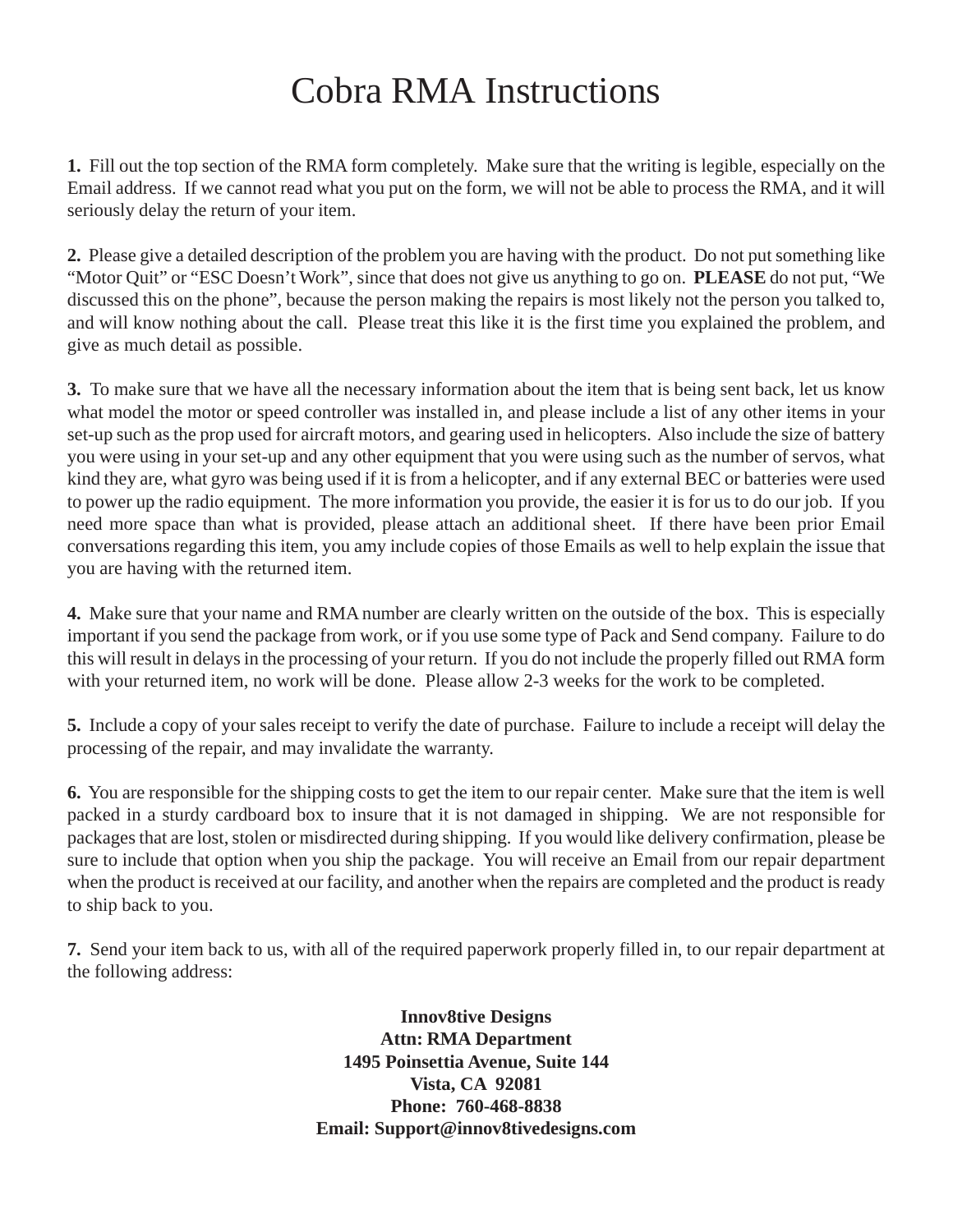# Cobra RMA Instructions

**1.** Fill out the top section of the RMA form completely. Make sure that the writing is legible, especially on the Email address. If we cannot read what you put on the form, we will not be able to process the RMA, and it will seriously delay the return of your item.

**2.** Please give a detailed description of the problem you are having with the product. Do not put something like "Motor Quit" or "ESC Doesn't Work", since that does not give us anything to go on. **PLEASE** do not put, "We discussed this on the phone", because the person making the repairs is most likely not the person you talked to, and will know nothing about the call. Please treat this like it is the first time you explained the problem, and give as much detail as possible.

**3.** To make sure that we have all the necessary information about the item that is being sent back, let us know what model the motor or speed controller was installed in, and please include a list of any other items in your set-up such as the prop used for aircraft motors, and gearing used in helicopters. Also include the size of battery you were using in your set-up and any other equipment that you were using such as the number of servos, what kind they are, what gyro was being used if it is from a helicopter, and if any external BEC or batteries were used to power up the radio equipment. The more information you provide, the easier it is for us to do our job. If you need more space than what is provided, please attach an additional sheet. If there have been prior Email conversations regarding this item, you amy include copies of those Emails as well to help explain the issue that you are having with the returned item.

**4.** Make sure that your name and RMA number are clearly written on the outside of the box. This is especially important if you send the package from work, or if you use some type of Pack and Send company. Failure to do this will result in delays in the processing of your return. If you do not include the properly filled out RMA form with your returned item, no work will be done. Please allow 2-3 weeks for the work to be completed.

**5.** Include a copy of your sales receipt to verify the date of purchase. Failure to include a receipt will delay the processing of the repair, and may invalidate the warranty.

**6.** You are responsible for the shipping costs to get the item to our repair center. Make sure that the item is well packed in a sturdy cardboard box to insure that it is not damaged in shipping. We are not responsible for packages that are lost, stolen or misdirected during shipping. If you would like delivery confirmation, please be sure to include that option when you ship the package. You will receive an Email from our repair department when the product is received at our facility, and another when the repairs are completed and the product is ready to ship back to you.

**7.** Send your item back to us, with all of the required paperwork properly filled in, to our repair department at the following address:

**Innov8tive Designs**
**Attn: RMA Department**
**1495 Poinsettia Avenue, Suite 144**
**Vista, CA 92081**
**Phone: 760-468-8838**
**Email: Support@innov8tivedesigns.com**